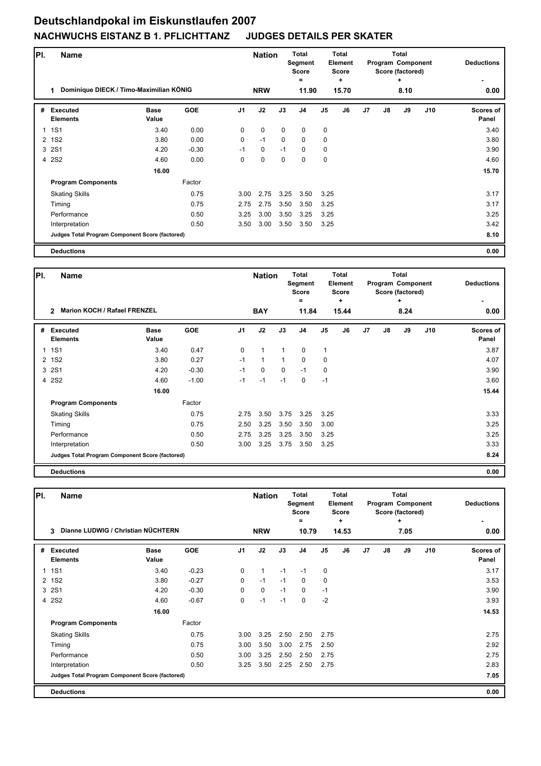# Deutschlandpokal im Eiskunstlaufen 2007

## NACHWUCHS EISTANZ B 1. PFLICHTTANZ JUDGES DETAILS PER SKATER

| Pl. | Name | Nation | Total Segment Score = | Total Element Score + | Total Program Component Score (factored) + | Deductions - |
|---|---|---|---|---|---|---|
| 1 | Dominique DIECK / Timo-Maximilian KÖNIG | NRW | 11.90 | 15.70 | 8.10 | 0.00 |

| # | Executed Elements | Base Value | GOE | J1 | J2 | J3 | J4 | J5 | J6 | J7 | J8 | J9 | J10 | Scores of Panel |
|---|---|---|---|---|---|---|---|---|---|---|---|---|---|---|
| 1 | 1S1 | 3.40 | 0.00 | 0 | 0 | 0 | 0 | 0 | | | | | | 3.40 |
| 2 | 1S2 | 3.80 | 0.00 | 0 | -1 | 0 | 0 | 0 | | | | | | 3.80 |
| 3 | 2S1 | 4.20 | -0.30 | -1 | 0 | -1 | 0 | 0 | | | | | | 3.90 |
| 4 | 2S2 | 4.60 | 0.00 | 0 | 0 | 0 | 0 | 0 | | | | | | 4.60 |
| | | 16.00 | | | | | | | | | | | | 15.70 |
| | **Program Components** | | Factor | | | | | | | | | | | |
| | Skating Skills | | 0.75 | 3.00 | 2.75 | 3.25 | 3.50 | 3.25 | | | | | | 3.17 |
| | Timing | | 0.75 | 2.75 | 2.75 | 3.50 | 3.50 | 3.25 | | | | | | 3.17 |
| | Performance | | 0.50 | 3.25 | 3.00 | 3.50 | 3.25 | 3.25 | | | | | | 3.25 |
| | Interpretation | | 0.50 | 3.50 | 3.00 | 3.50 | 3.50 | 3.25 | | | | | | 3.42 |
| | **Judges Total Program Component Score (factored)** | | | | | | | | | | | | | 8.10 |
| | **Deductions** | | | | | | | | | | | | | 0.00 |

| Pl. | Name | Nation | Total Segment Score = | Total Element Score + | Total Program Component Score (factored) + | Deductions - |
|---|---|---|---|---|---|---|
| 2 | Marion KOCH / Rafael FRENZEL | BAY | 11.84 | 15.44 | 8.24 | 0.00 |

| # | Executed Elements | Base Value | GOE | J1 | J2 | J3 | J4 | J5 | J6 | J7 | J8 | J9 | J10 | Scores of Panel |
|---|---|---|---|---|---|---|---|---|---|---|---|---|---|---|
| 1 | 1S1 | 3.40 | 0.47 | 0 | 1 | 1 | 0 | 1 | | | | | | 3.87 |
| 2 | 1S2 | 3.80 | 0.27 | -1 | 1 | 1 | 0 | 0 | | | | | | 4.07 |
| 3 | 2S1 | 4.20 | -0.30 | -1 | 0 | 0 | -1 | 0 | | | | | | 3.90 |
| 4 | 2S2 | 4.60 | -1.00 | -1 | -1 | -1 | 0 | -1 | | | | | | 3.60 |
| | | 16.00 | | | | | | | | | | | | 15.44 |
| | **Program Components** | | Factor | | | | | | | | | | | |
| | Skating Skills | | 0.75 | 2.75 | 3.50 | 3.75 | 3.25 | 3.25 | | | | | | 3.33 |
| | Timing | | 0.75 | 2.50 | 3.25 | 3.50 | 3.50 | 3.00 | | | | | | 3.25 |
| | Performance | | 0.50 | 2.75 | 3.25 | 3.25 | 3.50 | 3.25 | | | | | | 3.25 |
| | Interpretation | | 0.50 | 3.00 | 3.25 | 3.75 | 3.50 | 3.25 | | | | | | 3.33 |
| | **Judges Total Program Component Score (factored)** | | | | | | | | | | | | | 8.24 |
| | **Deductions** | | | | | | | | | | | | | 0.00 |

| Pl. | Name | Nation | Total Segment Score = | Total Element Score + | Total Program Component Score (factored) + | Deductions - |
|---|---|---|---|---|---|---|
| 3 | Dianne LUDWIG / Christian NÜCHTERN | NRW | 10.79 | 14.53 | 7.05 | 0.00 |

| # | Executed Elements | Base Value | GOE | J1 | J2 | J3 | J4 | J5 | J6 | J7 | J8 | J9 | J10 | Scores of Panel |
|---|---|---|---|---|---|---|---|---|---|---|---|---|---|---|
| 1 | 1S1 | 3.40 | -0.23 | 0 | 1 | -1 | -1 | 0 | | | | | | 3.17 |
| 2 | 1S2 | 3.80 | -0.27 | 0 | -1 | -1 | 0 | 0 | | | | | | 3.53 |
| 3 | 2S1 | 4.20 | -0.30 | 0 | 0 | -1 | 0 | -1 | | | | | | 3.90 |
| 4 | 2S2 | 4.60 | -0.67 | 0 | -1 | -1 | 0 | -2 | | | | | | 3.93 |
| | | 16.00 | | | | | | | | | | | | 14.53 |
| | **Program Components** | | Factor | | | | | | | | | | | |
| | Skating Skills | | 0.75 | 3.00 | 3.25 | 2.50 | 2.50 | 2.75 | | | | | | 2.75 |
| | Timing | | 0.75 | 3.00 | 3.50 | 3.00 | 2.75 | 2.50 | | | | | | 2.92 |
| | Performance | | 0.50 | 3.00 | 3.25 | 2.50 | 2.50 | 2.75 | | | | | | 2.75 |
| | Interpretation | | 0.50 | 3.25 | 3.50 | 2.25 | 2.50 | 2.75 | | | | | | 2.83 |
| | **Judges Total Program Component Score (factored)** | | | | | | | | | | | | | 7.05 |
| | **Deductions** | | | | | | | | | | | | | 0.00 |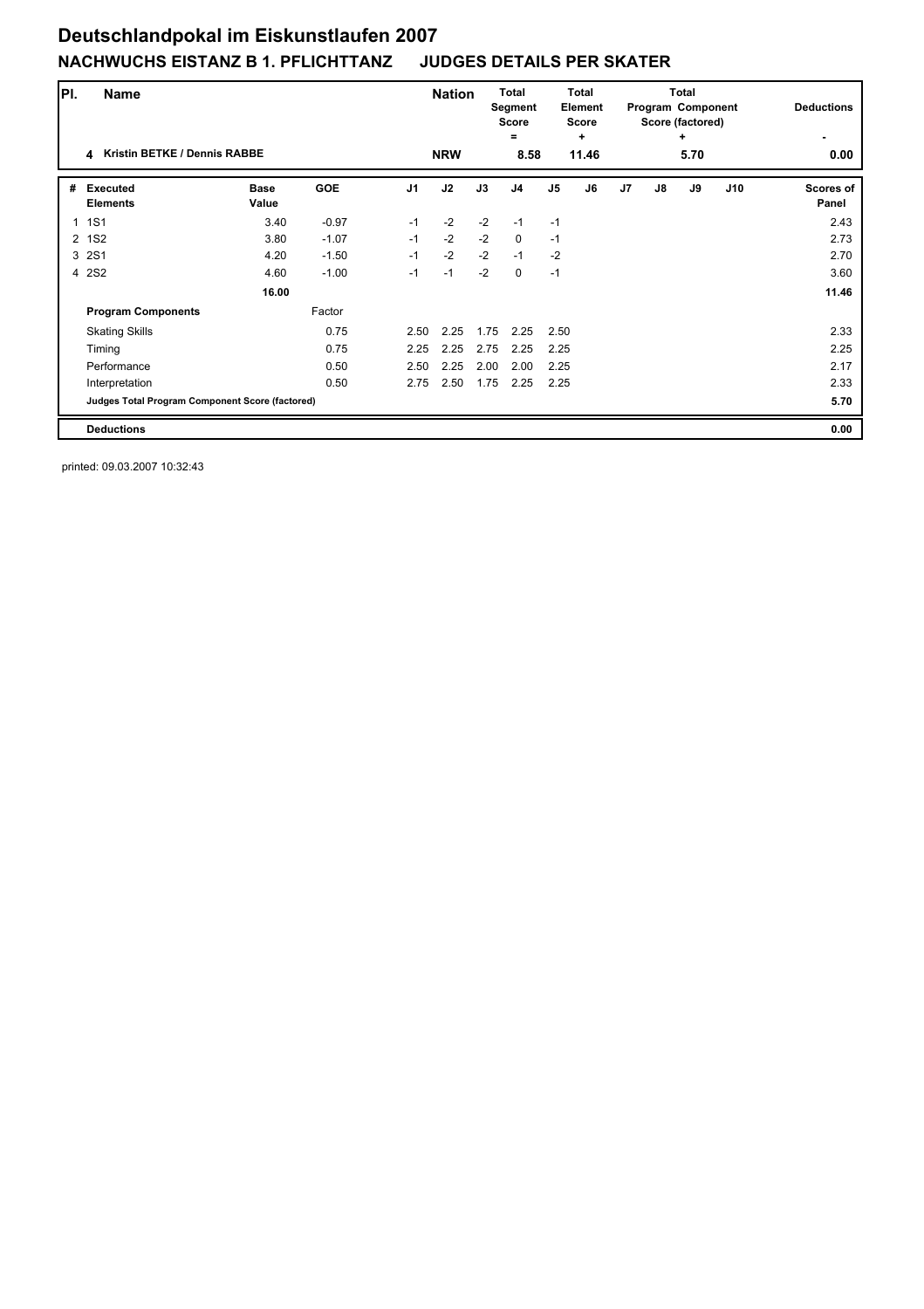# Deutschlandpokal im Eiskunstlaufen 2007

## NACHWUCHS EISTANZ B 1. PFLICHTTANZ JUDGES DETAILS PER SKATER

| Pl. | Name | Nation | Total Segment Score = | Total Element Score + | Total Program Component Score (factored) + | Deductions - |
|---|---|---|---|---|---|---|
| 4 | Kristin BETKE / Dennis RABBE | NRW | 8.58 | 11.46 | 5.70 | 0.00 |

| # | Executed Elements | Base Value | GOE | J1 | J2 | J3 | J4 | J5 | J6 | J7 | J8 | J9 | J10 | Scores of Panel |
|---|---|---|---|---|---|---|---|---|---|---|---|---|---|---|
| 1 | 1S1 | 3.40 | -0.97 | -1 | -2 | -2 | -1 | -1 | | | | | | 2.43 |
| 2 | 1S2 | 3.80 | -1.07 | -1 | -2 | -2 | 0 | -1 | | | | | | 2.73 |
| 3 | 2S1 | 4.20 | -1.50 | -1 | -2 | -2 | -1 | -2 | | | | | | 2.70 |
| 4 | 2S2 | 4.60 | -1.00 | -1 | -1 | -2 | 0 | -1 | | | | | | 3.60 |
| | | 16.00 | | | | | | | | | | | | 11.46 |
| | **Program Components** | | Factor | | | | | | | | | | | |
| | Skating Skills | | 0.75 | 2.50 | 2.25 | 1.75 | 2.25 | 2.50 | | | | | | 2.33 |
| | Timing | | 0.75 | 2.25 | 2.25 | 2.75 | 2.25 | 2.25 | | | | | | 2.25 |
| | Performance | | 0.50 | 2.50 | 2.25 | 2.00 | 2.00 | 2.25 | | | | | | 2.17 |
| | Interpretation | | 0.50 | 2.75 | 2.50 | 1.75 | 2.25 | 2.25 | | | | | | 2.33 |
| | **Judges Total Program Component Score (factored)** | | | | | | | | | | | | | 5.70 |
| | **Deductions** | | | | | | | | | | | | | 0.00 |

printed: 09.03.2007 10:32:43